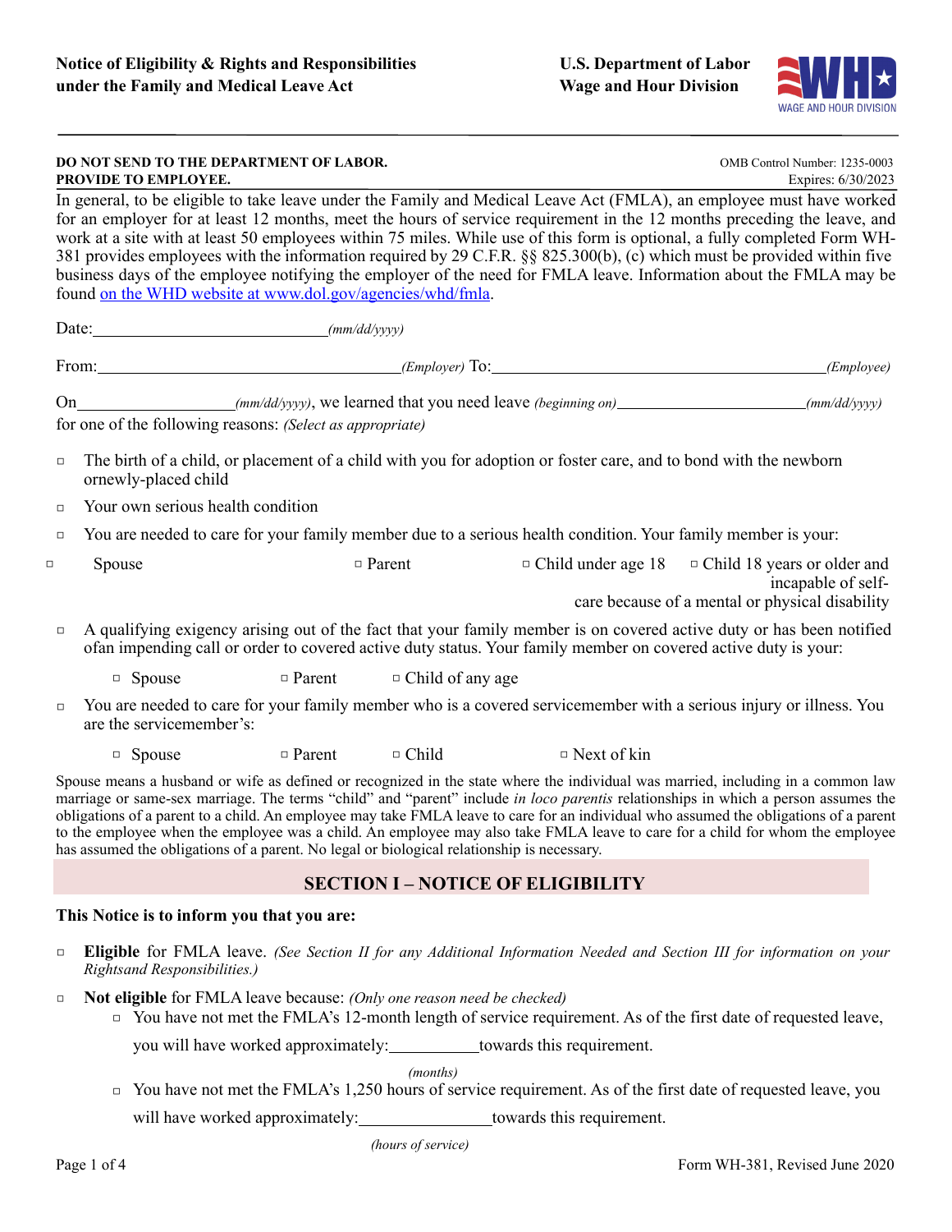**Notice of Eligibility & Rights and Responsibilities under the Family and Medical Leave Act**

**U.S. Department of Labor**
**Wage and Hour Division**

**DO NOT SEND TO THE DEPARTMENT OF LABOR.**
**PROVIDE TO EMPLOYEE.**

OMB Control Number: 1235-0003
Expires: 6/30/2023

In general, to be eligible to take leave under the Family and Medical Leave Act (FMLA), an employee must have worked for an employer for at least 12 months, meet the hours of service requirement in the 12 months preceding the leave, and work at a site with at least 50 employees within 75 miles. While use of this form is optional, a fully completed Form WH-381 provides employees with the information required by 29 C.F.R. §§ 825.300(b), (c) which must be provided within five business days of the employee notifying the employer of the need for FMLA leave. Information about the FMLA may be found on the WHD website at www.dol.gov/agencies/whd/fmla.

Date:\_\_\_\_\_\_\_\_\_\_\_\_\_\_\_\_\_\_\_\_ *(mm/dd/yyyy)*

From:\_\_\_\_\_\_\_\_\_\_\_\_\_\_\_\_\_\_\_\_ *(Employer)* To:\_\_\_\_\_\_\_\_\_\_\_\_\_\_\_\_\_\_\_\_ *(Employee)*

On\_\_\_\_\_\_\_\_\_\_\_\_\_\_ *(mm/dd/yyyy)*, we learned that you need leave *(beginning on)*\_\_\_\_\_\_\_\_\_\_\_\_\_\_ *(mm/dd/yyyy)* for one of the following reasons: *(Select as appropriate)*

- ☐ The birth of a child, or placement of a child with you for adoption or foster care, and to bond with the newborn ornewly-placed child
- ☐ Your own serious health condition
- ☐ You are needed to care for your family member due to a serious health condition. Your family member is your:
  - ☐ Spouse ☐ Parent ☐ Child under age 18 ☐ Child 18 years or older and incapable of self-care because of a mental or physical disability
- ☐ A qualifying exigency arising out of the fact that your family member is on covered active duty or has been notified ofan impending call or order to covered active duty status. Your family member on covered active duty is your:
  - ☐ Spouse ☐ Parent ☐ Child of any age
- ☐ You are needed to care for your family member who is a covered servicemember with a serious injury or illness. You are the servicemember's:
  - ☐ Spouse ☐ Parent ☐ Child ☐ Next of kin

Spouse means a husband or wife as defined or recognized in the state where the individual was married, including in a common law marriage or same-sex marriage. The terms "child" and "parent" include *in loco parentis* relationships in which a person assumes the obligations of a parent to a child. An employee may take FMLA leave to care for an individual who assumed the obligations of a parent to the employee when the employee was a child. An employee may also take FMLA leave to care for a child for whom the employee has assumed the obligations of a parent. No legal or biological relationship is necessary.

## SECTION I – NOTICE OF ELIGIBILITY

**This Notice is to inform you that you are:**

- ☐ **Eligible** for FMLA leave. *(See Section II for any Additional Information Needed and Section III for information on your Rightsand Responsibilities.)*
- ☐ **Not eligible** for FMLA leave because: *(Only one reason need be checked)*
  - ☐ You have not met the FMLA's 12-month length of service requirement. As of the first date of requested leave, you will have worked approximately:\_\_\_\_\_\_\_\_\_\_ *(months)* towards this requirement.
  - ☐ You have not met the FMLA's 1,250 hours of service requirement. As of the first date of requested leave, you will have worked approximately:\_\_\_\_\_\_\_\_\_\_ *(hours of service)* towards this requirement.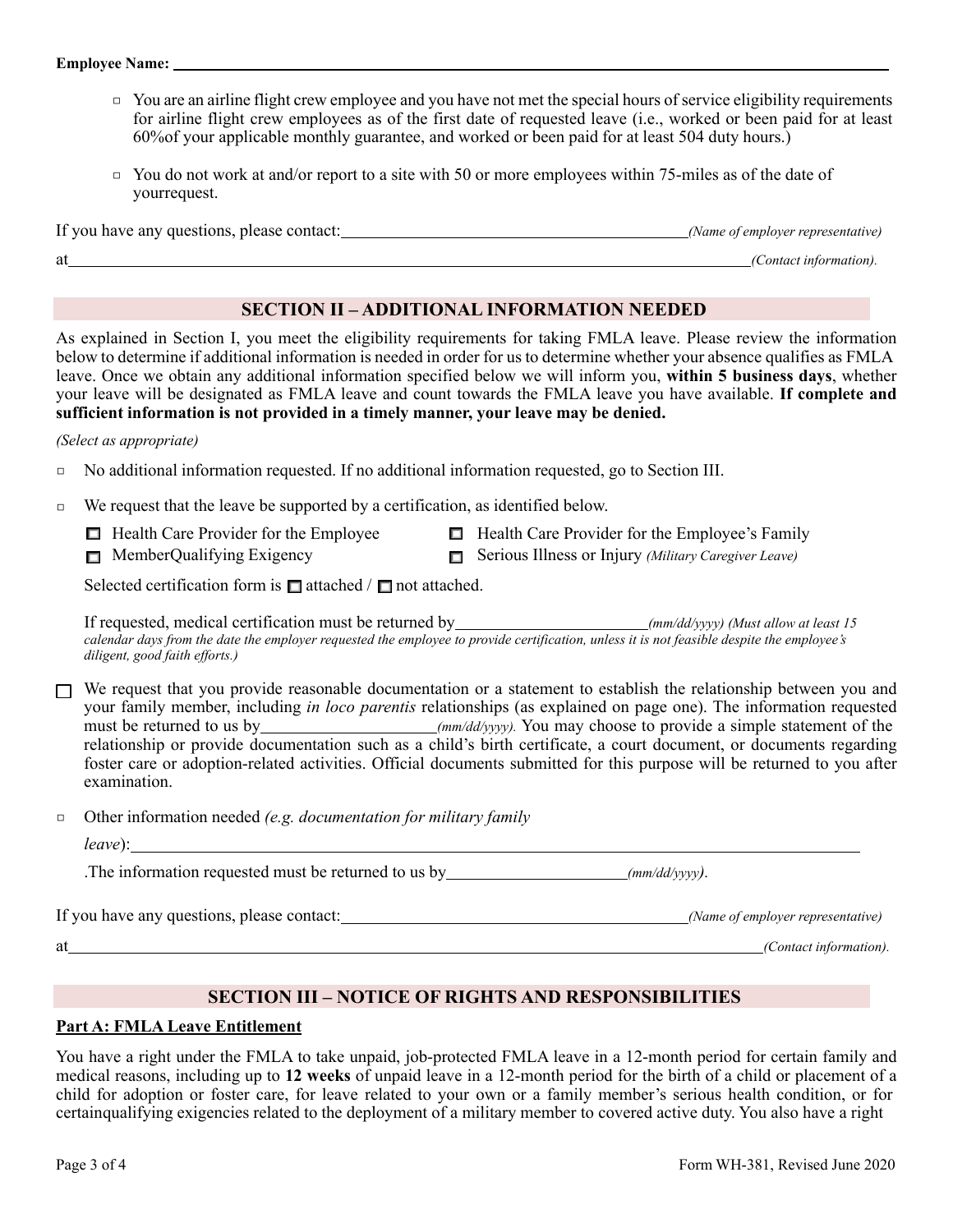**Employee Name:** ____________________________________________

- ▫ You are an airline flight crew employee and you have not met the special hours of service eligibility requirements for airline flight crew employees as of the first date of requested leave (i.e., worked or been paid for at least 60%of your applicable monthly guarantee, and worked or been paid for at least 504 duty hours.)
- ▫ You do not work at and/or report to a site with 50 or more employees within 75-miles as of the date of yourrequest.

If you have any questions, please contact: ______________________________ *(Name of employer representative)*

at ____________________________________________________________ *(Contact information).*

## SECTION II – ADDITIONAL INFORMATION NEEDED

As explained in Section I, you meet the eligibility requirements for taking FMLA leave. Please review the information below to determine if additional information is needed in order for us to determine whether your absence qualifies as FMLA leave. Once we obtain any additional information specified below we will inform you, **within 5 business days**, whether your leave will be designated as FMLA leave and count towards the FMLA leave you have available. **If complete and sufficient information is not provided in a timely manner, your leave may be denied.**

*(Select as appropriate)*

- ▫ No additional information requested. If no additional information requested, go to Section III.
- ▫ We request that the leave be supported by a certification, as identified below.

  - ☐ Health Care Provider for the Employee
  - ☐ Health Care Provider for the Employee's Family
  - ☐ MemberQualifying Exigency
  - ☐ Serious Illness or Injury *(Military Caregiver Leave)*

  Selected certification form is ☐ attached / ☐ not attached.

  If requested, medical certification must be returned by ________________ *(mm/dd/yyyy) (Must allow at least 15 calendar days from the date the employer requested the employee to provide certification, unless it is not feasible despite the employee's diligent, good faith efforts.)*

- ☐ We request that you provide reasonable documentation or a statement to establish the relationship between you and your family member, including *in loco parentis* relationships (as explained on page one). The information requested must be returned to us by ________________ *(mm/dd/yyyy).* You may choose to provide a simple statement of the relationship or provide documentation such as a child's birth certificate, a court document, or documents regarding foster care or adoption-related activities. Official documents submitted for this purpose will be returned to you after examination.

- ▫ Other information needed *(e.g. documentation for military family leave)*: ____________________________________________

  .The information requested must be returned to us by ________________ *(mm/dd/yyyy)*.

If you have any questions, please contact: ______________________________ *(Name of employer representative)*

at ____________________________________________________________ *(Contact information).*

## SECTION III – NOTICE OF RIGHTS AND RESPONSIBILITIES

### Part A: FMLA Leave Entitlement

You have a right under the FMLA to take unpaid, job-protected FMLA leave in a 12-month period for certain family and medical reasons, including up to **12 weeks** of unpaid leave in a 12-month period for the birth of a child or placement of a child for adoption or foster care, for leave related to your own or a family member's serious health condition, or for certainqualifying exigencies related to the deployment of a military member to covered active duty. You also have a right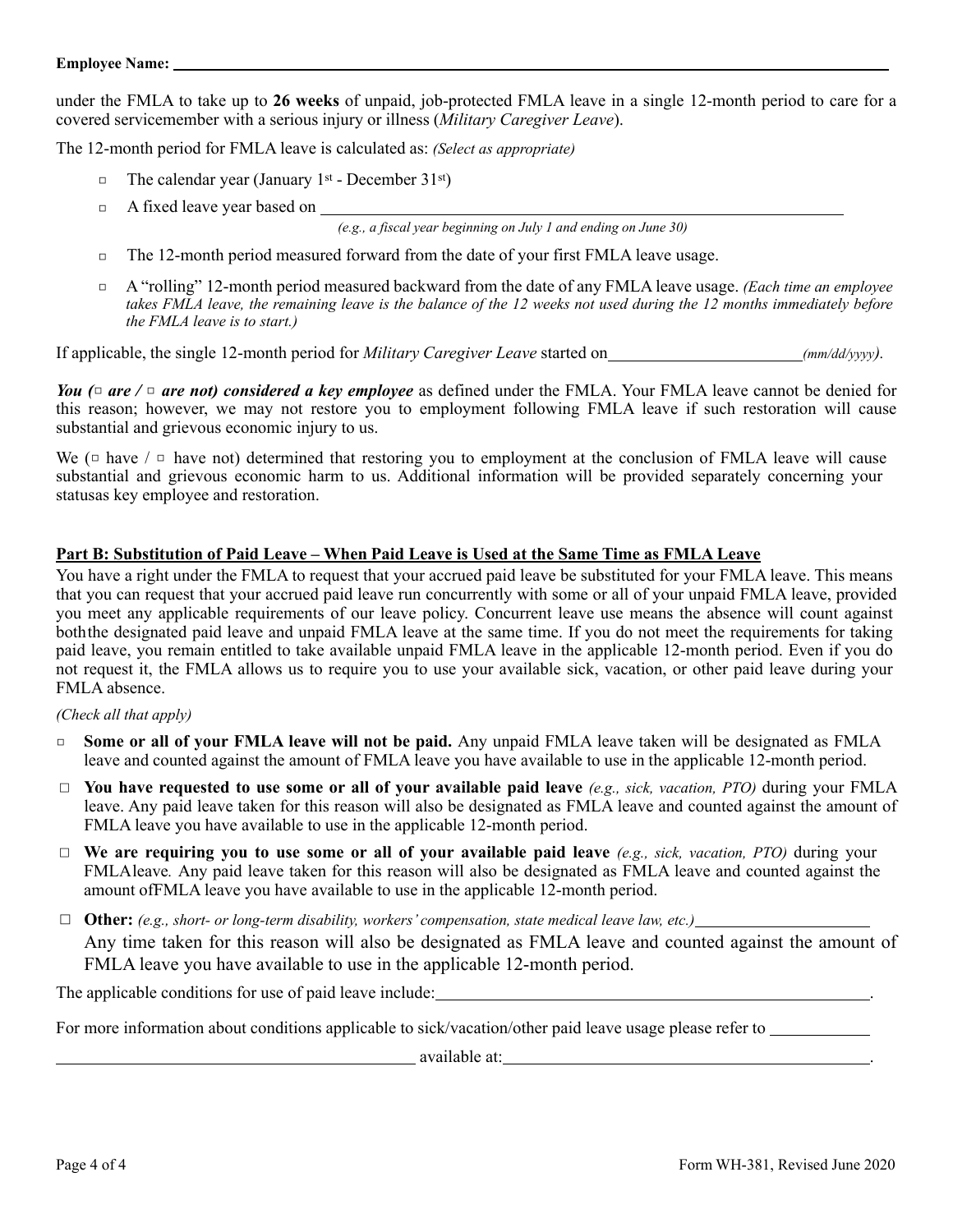**Employee Name:** ______________________________

under the FMLA to take up to **26 weeks** of unpaid, job-protected FMLA leave in a single 12-month period to care for a covered servicemember with a serious injury or illness (*Military Caregiver Leave*).

The 12-month period for FMLA leave is calculated as: *(Select as appropriate)*

- ▫ The calendar year (January 1st - December 31st)
- ▫ A fixed leave year based on ______________________________
  *(e.g., a fiscal year beginning on July 1 and ending on June 30)*
- ▫ The 12-month period measured forward from the date of your first FMLA leave usage.
- ▫ A "rolling" 12-month period measured backward from the date of any FMLA leave usage. *(Each time an employee takes FMLA leave, the remaining leave is the balance of the 12 weeks not used during the 12 months immediately before the FMLA leave is to start.)*

If applicable, the single 12-month period for *Military Caregiver Leave* started on ____________ *(mm/dd/yyyy)*.

***You (▫ are / ▫ are not) considered a key employee*** as defined under the FMLA. Your FMLA leave cannot be denied for this reason; however, we may not restore you to employment following FMLA leave if such restoration will cause substantial and grievous economic injury to us.

We (▫ have / ▫ have not) determined that restoring you to employment at the conclusion of FMLA leave will cause substantial and grievous economic harm to us. Additional information will be provided separately concerning your statusas key employee and restoration.

## Part B: Substitution of Paid Leave – When Paid Leave is Used at the Same Time as FMLA Leave

You have a right under the FMLA to request that your accrued paid leave be substituted for your FMLA leave. This means that you can request that your accrued paid leave run concurrently with some or all of your unpaid FMLA leave, provided you meet any applicable requirements of our leave policy. Concurrent leave use means the absence will count against boththe designated paid leave and unpaid FMLA leave at the same time. If you do not meet the requirements for taking paid leave, you remain entitled to take available unpaid FMLA leave in the applicable 12-month period. Even if you do not request it, the FMLA allows us to require you to use your available sick, vacation, or other paid leave during your FMLA absence.

*(Check all that apply)*

- ▫ **Some or all of your FMLA leave will not be paid.** Any unpaid FMLA leave taken will be designated as FMLA leave and counted against the amount of FMLA leave you have available to use in the applicable 12-month period.
- ☐ **You have requested to use some or all of your available paid leave** *(e.g., sick, vacation, PTO)* during your FMLA leave. Any paid leave taken for this reason will also be designated as FMLA leave and counted against the amount of FMLA leave you have available to use in the applicable 12-month period.
- ☐ **We are requiring you to use some or all of your available paid leave** *(e.g., sick, vacation, PTO)* during your FMLAleave*.* Any paid leave taken for this reason will also be designated as FMLA leave and counted against the amount ofFMLA leave you have available to use in the applicable 12-month period.
- ☐ **Other:** *(e.g., short- or long-term disability, workers' compensation, state medical leave law, etc.)* ____________
  Any time taken for this reason will also be designated as FMLA leave and counted against the amount of FMLA leave you have available to use in the applicable 12-month period.

The applicable conditions for use of paid leave include: ______________________________.

For more information about conditions applicable to sick/vacation/other paid leave usage please refer to ____________ ______________________________ available at: ______________________________.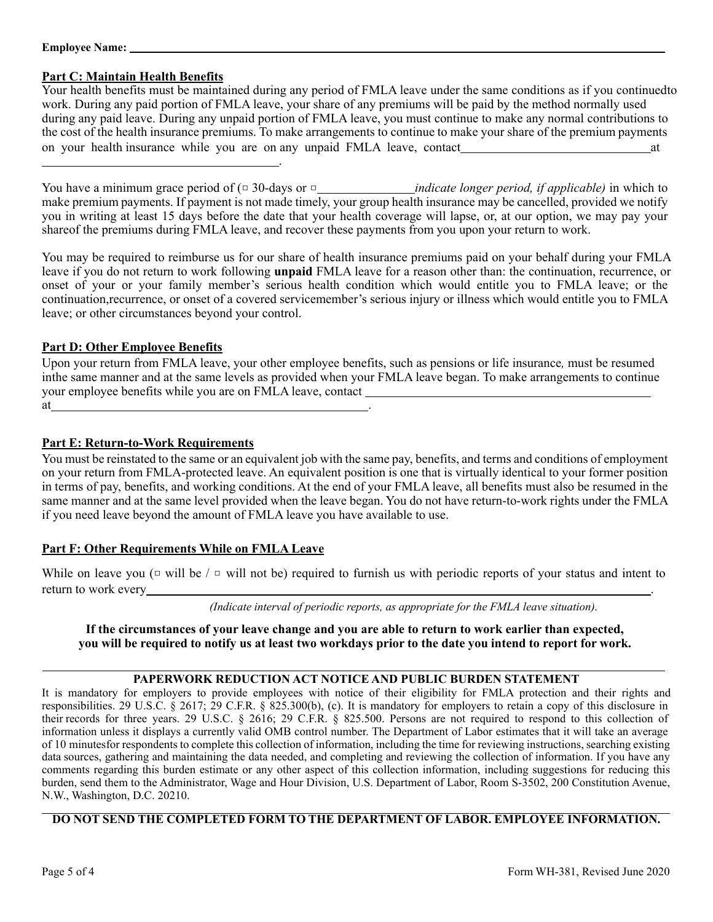**Employee Name:** ______________________________________________

**Part C: Maintain Health Benefits**

Your health benefits must be maintained during any period of FMLA leave under the same conditions as if you continuedto work. During any paid portion of FMLA leave, your share of any premiums will be paid by the method normally used during any paid leave. During any unpaid portion of FMLA leave, you must continue to make any normal contributions to the cost of the health insurance premiums. To make arrangements to continue to make your share of the premium payments on your health insurance while you are on any unpaid FMLA leave, contact ______________________ at ______________________.

You have a minimum grace period of (▫ 30-days or ▫ ____________ *indicate longer period, if applicable)* in which to make premium payments. If payment is not made timely, your group health insurance may be cancelled, provided we notify you in writing at least 15 days before the date that your health coverage will lapse, or, at our option, we may pay your shareof the premiums during FMLA leave, and recover these payments from you upon your return to work.

You may be required to reimburse us for our share of health insurance premiums paid on your behalf during your FMLA leave if you do not return to work following **unpaid** FMLA leave for a reason other than: the continuation, recurrence, or onset of your or your family member's serious health condition which would entitle you to FMLA leave; or the continuation,recurrence, or onset of a covered servicemember's serious injury or illness which would entitle you to FMLA leave; or other circumstances beyond your control.

**Part D: Other Employee Benefits**

Upon your return from FMLA leave, your other employee benefits, such as pensions or life insurance*,* must be resumed inthe same manner and at the same levels as provided when your FMLA leave began. To make arrangements to continue your employee benefits while you are on FMLA leave, contact ______________________ at ______________________.

**Part E: Return-to-Work Requirements**

You must be reinstated to the same or an equivalent job with the same pay, benefits, and terms and conditions of employment on your return from FMLA-protected leave. An equivalent position is one that is virtually identical to your former position in terms of pay, benefits, and working conditions. At the end of your FMLA leave, all benefits must also be resumed in the same manner and at the same level provided when the leave began. You do not have return-to-work rights under the FMLA if you need leave beyond the amount of FMLA leave you have available to use.

**Part F: Other Requirements While on FMLA Leave**

While on leave you (▫ will be / ▫ will not be) required to furnish us with periodic reports of your status and intent to return to work every ______________________________.

*(Indicate interval of periodic reports, as appropriate for the FMLA leave situation).*

**If the circumstances of your leave change and you are able to return to work earlier than expected, you will be required to notify us at least two workdays prior to the date you intend to report for work.**

**PAPERWORK REDUCTION ACT NOTICE AND PUBLIC BURDEN STATEMENT**

It is mandatory for employers to provide employees with notice of their eligibility for FMLA protection and their rights and responsibilities. 29 U.S.C. § 2617; 29 C.F.R. § 825.300(b), (c). It is mandatory for employers to retain a copy of this disclosure in their records for three years. 29 U.S.C. § 2616; 29 C.F.R. § 825.500. Persons are not required to respond to this collection of information unless it displays a currently valid OMB control number. The Department of Labor estimates that it will take an average of 10 minutesfor respondents to complete this collection of information, including the time for reviewing instructions, searching existing data sources, gathering and maintaining the data needed, and completing and reviewing the collection of information. If you have any comments regarding this burden estimate or any other aspect of this collection information, including suggestions for reducing this burden, send them to the Administrator, Wage and Hour Division, U.S. Department of Labor, Room S-3502, 200 Constitution Avenue, N.W., Washington, D.C. 20210.

**DO NOT SEND THE COMPLETED FORM TO THE DEPARTMENT OF LABOR. EMPLOYEE INFORMATION.**

Form WH-381, Revised June 2020